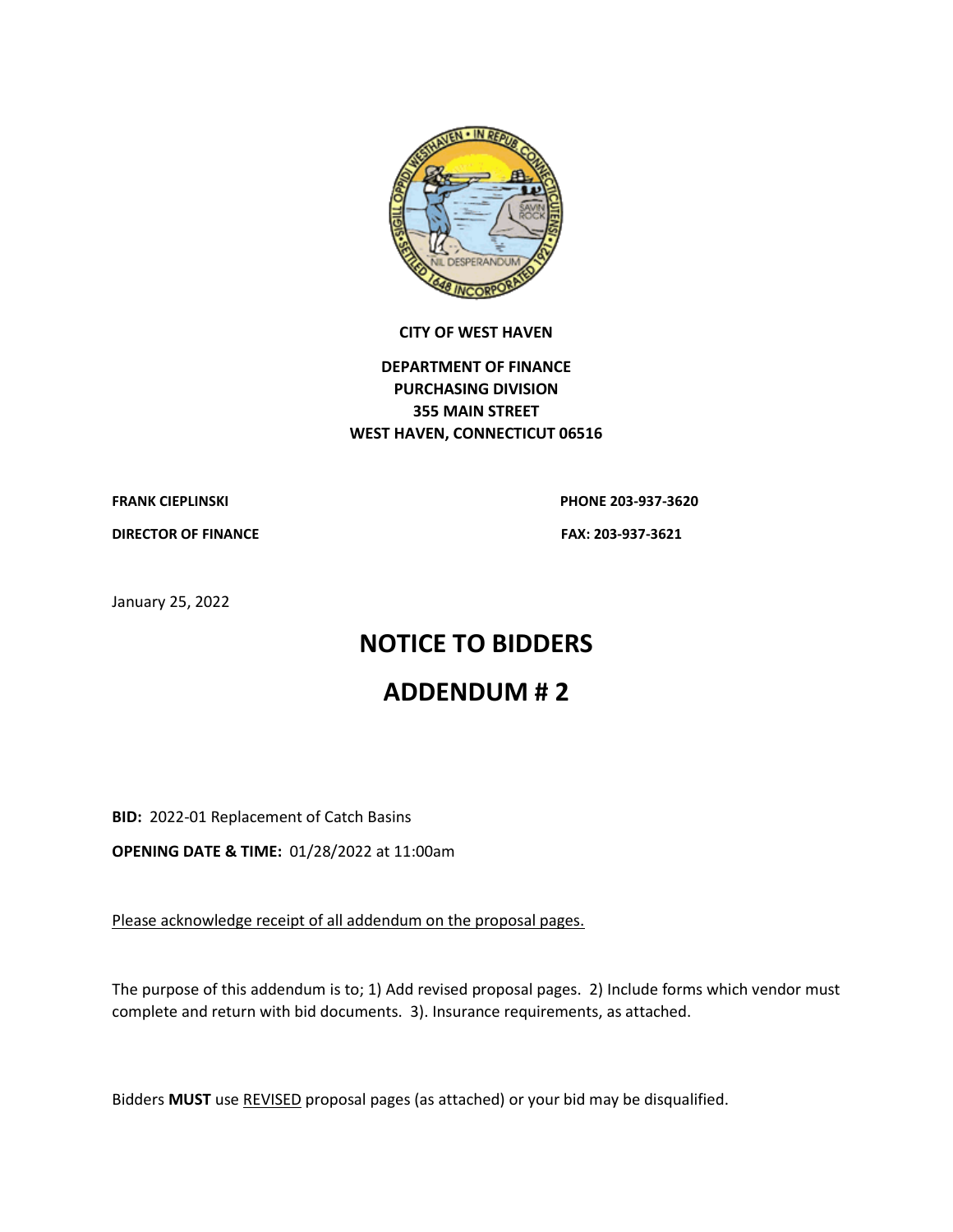**CITY OF WEST HAVEN**

**DEPARTMENT OF FINANCE**
**PURCHASING DIVISION**
**355 MAIN STREET**
**WEST HAVEN, CONNECTICUT 06516**

**FRANK CIEPLINSKI** | **PHONE 203-937-3620**

**DIRECTOR OF FINANCE** | **FAX: 203-937-3621**

January 25, 2022

# NOTICE TO BIDDERS

# ADDENDUM # 2

**BID:** 2022-01 Replacement of Catch Basins

**OPENING DATE & TIME:** 01/28/2022 at 11:00am

<u>Please acknowledge receipt of all addendum on the proposal pages.</u>

The purpose of this addendum is to; 1) Add revised proposal pages. 2) Include forms which vendor must complete and return with bid documents. 3). Insurance requirements, as attached.

Bidders **MUST** use <u>REVISED</u> proposal pages (as attached) or your bid may be disqualified.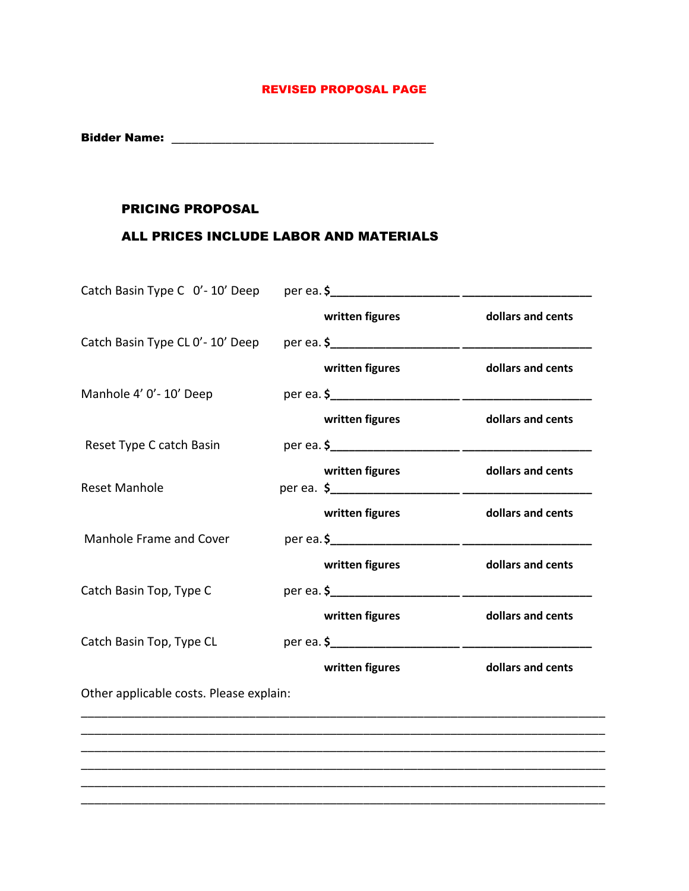**REVISED PROPOSAL PAGE**

**Bidder Name:** ___________________________________________

**PRICING PROPOSAL**

**ALL PRICES INCLUDE LABOR AND MATERIALS**

| Item | | Written figures | Dollars and cents |
|---|---|---|---|
| Catch Basin Type C 0'- 10' Deep | per ea. $ | ____________________ | ____________________ |
| Catch Basin Type CL 0'- 10' Deep | per ea. $ | ____________________ | ____________________ |
| Manhole 4' 0'- 10' Deep | per ea. $ | ____________________ | ____________________ |
| Reset Type C catch Basin | per ea. $ | ____________________ | ____________________ |
| Reset Manhole | per ea. $ | ____________________ | ____________________ |
| Manhole Frame and Cover | per ea. $ | ____________________ | ____________________ |
| Catch Basin Top, Type C | per ea. $ | ____________________ | ____________________ |
| Catch Basin Top, Type CL | per ea. $ | ____________________ | ____________________ |

Other applicable costs. Please explain:

________________________________________________________________________________
________________________________________________________________________________
________________________________________________________________________________
________________________________________________________________________________
________________________________________________________________________________
________________________________________________________________________________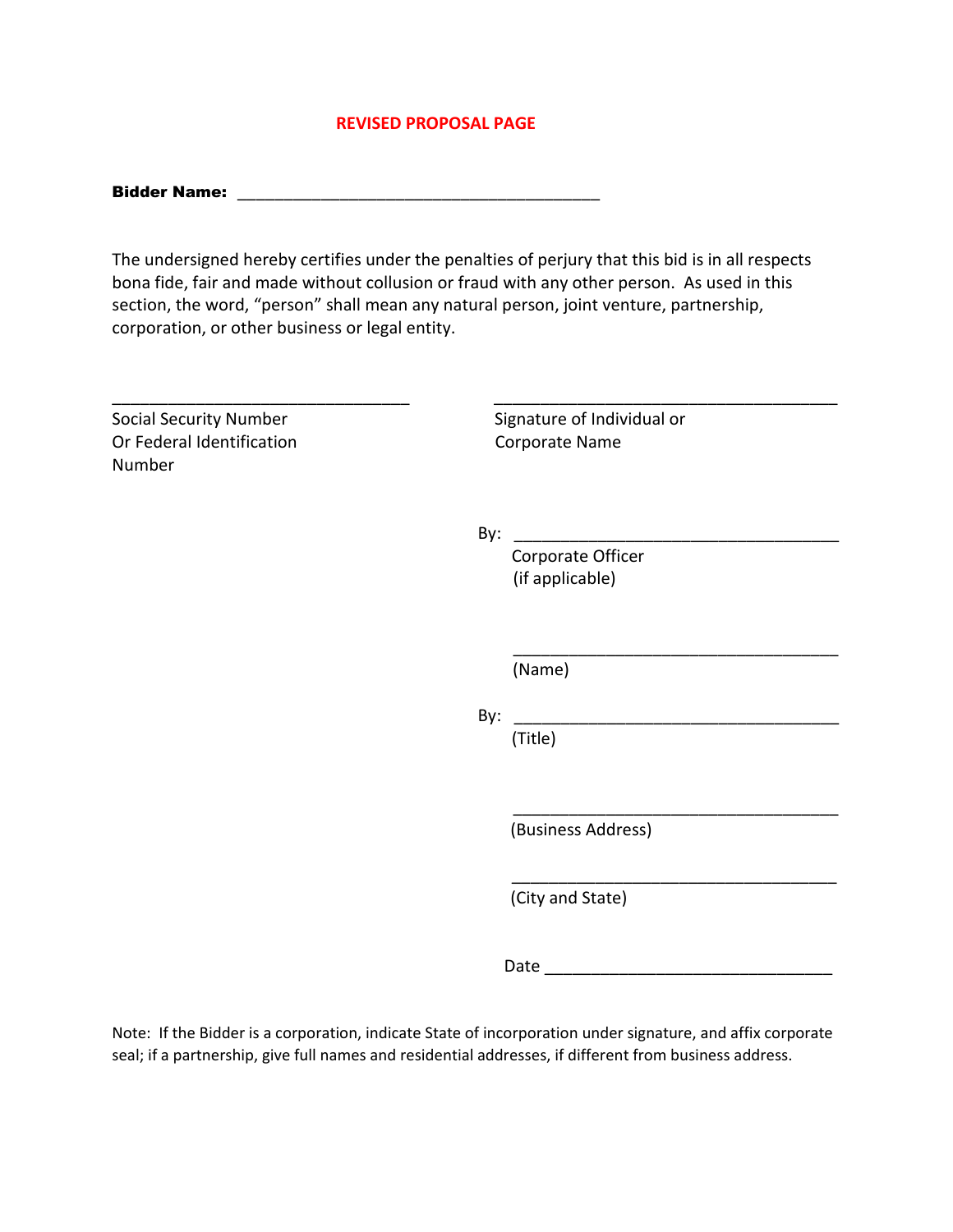## REVISED PROPOSAL PAGE

**Bidder Name:** ________________________________________

The undersigned hereby certifies under the penalties of perjury that this bid is in all respects bona fide, fair and made without collusion or fraud with any other person. As used in this section, the word, "person" shall mean any natural person, joint venture, partnership, corporation, or other business or legal entity.

_________________________________
Social Security Number
Or Federal Identification
Number

_____________________________________
Signature of Individual or
Corporate Name

By: ___________________________________
Corporate Officer
(if applicable)

___________________________________
(Name)

By: ___________________________________
(Title)

___________________________________
(Business Address)

___________________________________
(City and State)

Date ______________________________

Note: If the Bidder is a corporation, indicate State of incorporation under signature, and affix corporate seal; if a partnership, give full names and residential addresses, if different from business address.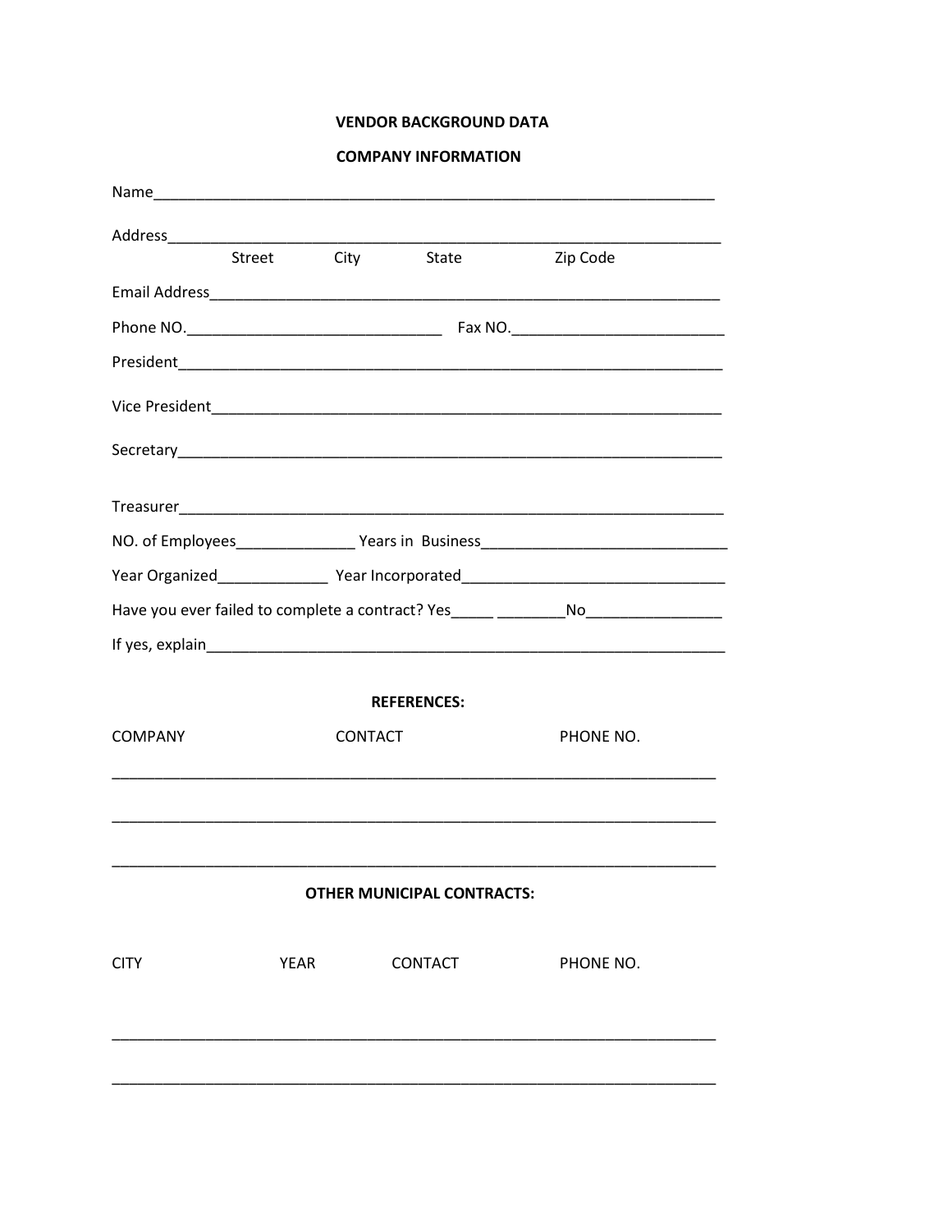# VENDOR BACKGROUND DATA

## COMPANY INFORMATION

Name_____________________________________________________________________

Address___________________________________________________________________
Street City State Zip Code

Email Address_____________________________________________________________

Phone NO.______________________________ Fax NO.__________________________

President_________________________________________________________________

Vice President____________________________________________________________

Secretary_________________________________________________________________

Treasurer_________________________________________________________________

NO. of Employees______________ Years in Business_____________________________

Year Organized_____________ Year Incorporated_______________________________

Have you ever failed to complete a contract? Yes_____ ________No________________

If yes, explain_____________________________________________________________

## REFERENCES:

| COMPANY | CONTACT | PHONE NO. |
| --- | --- | --- |
| | | |
| | | |
| | | |

## OTHER MUNICIPAL CONTRACTS:

| CITY | YEAR | CONTACT | PHONE NO. |
| --- | --- | --- | --- |
| | | | |
| | | | |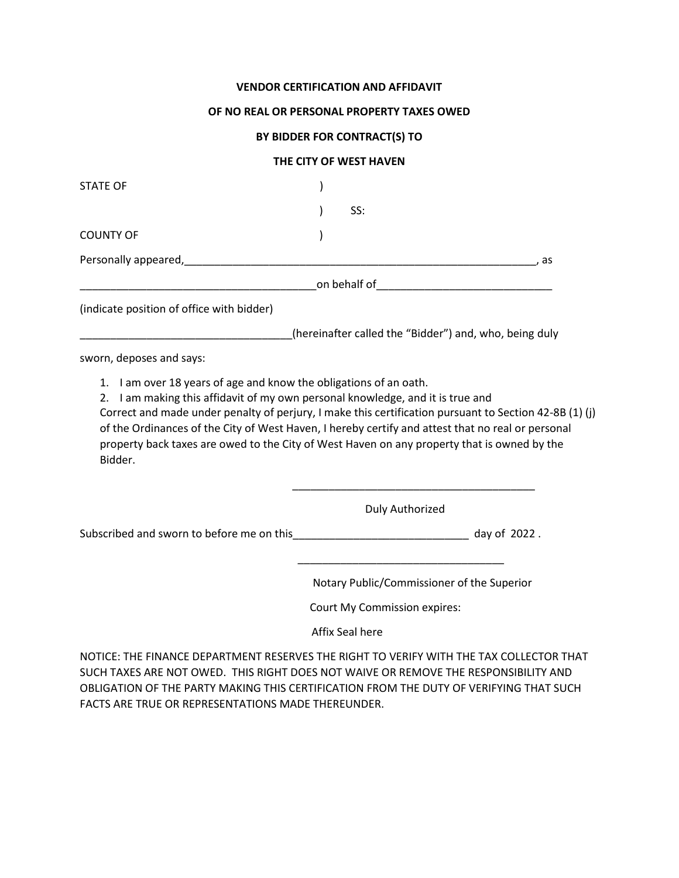**VENDOR CERTIFICATION AND AFFIDAVIT**

**OF NO REAL OR PERSONAL PROPERTY TAXES OWED**

**BY BIDDER FOR CONTRACT(S) TO**

**THE CITY OF WEST HAVEN**

STATE OF )

) SS:

COUNTY OF )

Personally appeared,____________________________________________________________, as

______________________________________on behalf of_____________________________

(indicate position of office with bidder)

__________________________________(hereinafter called the "Bidder") and, who, being duly sworn, deposes and says:

1. I am over 18 years of age and know the obligations of an oath.
2. I am making this affidavit of my own personal knowledge, and it is true and Correct and made under penalty of perjury, I make this certification pursuant to Section 42-8B (1) (j) of the Ordinances of the City of West Haven, I hereby certify and attest that no real or personal property back taxes are owed to the City of West Haven on any property that is owned by the Bidder.

________________________________________

Duly Authorized

Subscribed and sworn to before me on this____________________________ day of 2022 .

_________________________________

Notary Public/Commissioner of the Superior Court My Commission expires:

Affix Seal here

NOTICE: THE FINANCE DEPARTMENT RESERVES THE RIGHT TO VERIFY WITH THE TAX COLLECTOR THAT SUCH TAXES ARE NOT OWED. THIS RIGHT DOES NOT WAIVE OR REMOVE THE RESPONSIBILITY AND OBLIGATION OF THE PARTY MAKING THIS CERTIFICATION FROM THE DUTY OF VERIFYING THAT SUCH FACTS ARE TRUE OR REPRESENTATIONS MADE THEREUNDER.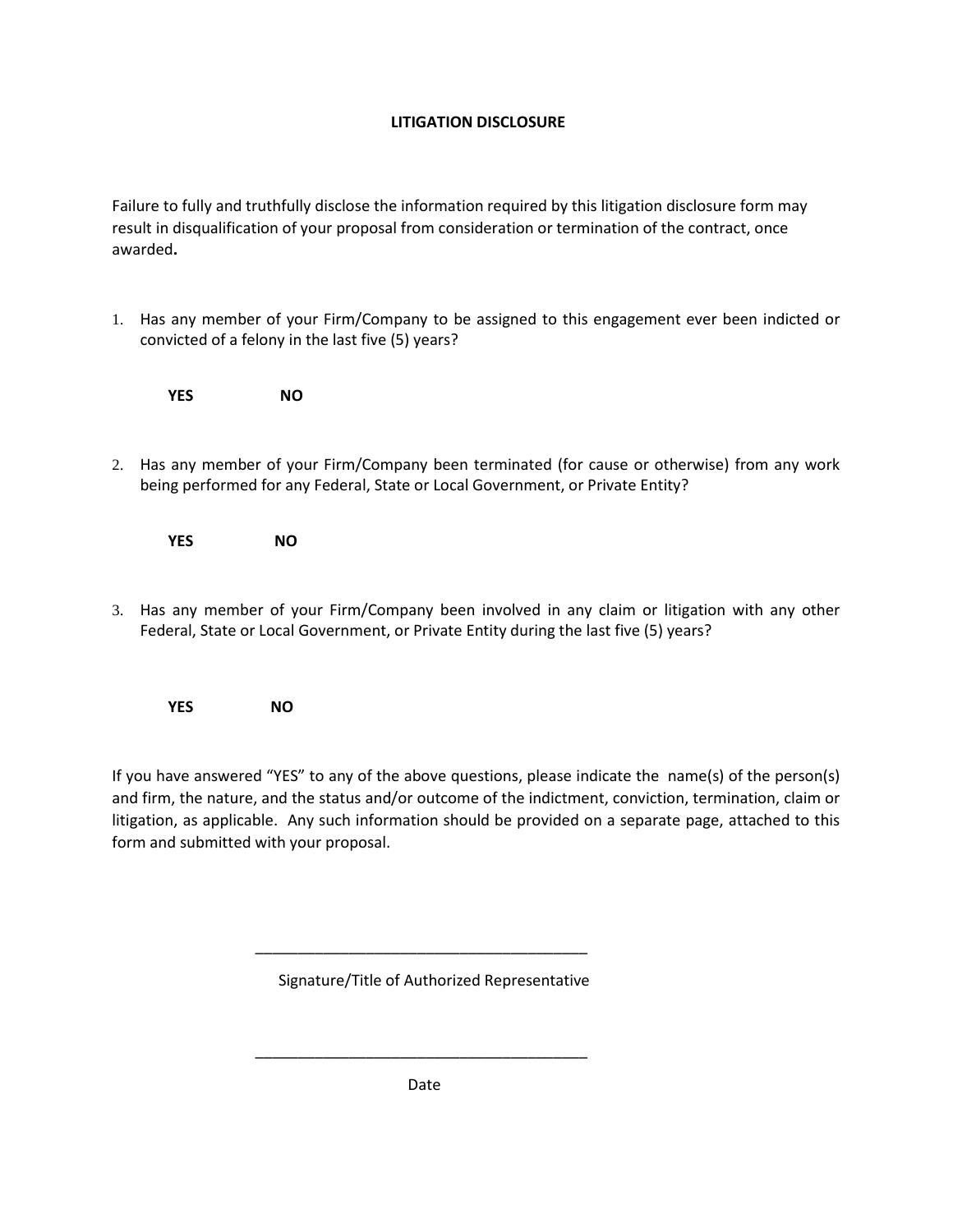## LITIGATION DISCLOSURE

Failure to fully and truthfully disclose the information required by this litigation disclosure form may result in disqualification of your proposal from consideration or termination of the contract, once awarded**.**

1. Has any member of your Firm/Company to be assigned to this engagement ever been indicted or convicted of a felony in the last five (5) years?

   **YES** **NO**

2. Has any member of your Firm/Company been terminated (for cause or otherwise) from any work being performed for any Federal, State or Local Government, or Private Entity?

   **YES** **NO**

3. Has any member of your Firm/Company been involved in any claim or litigation with any other Federal, State or Local Government, or Private Entity during the last five (5) years?

   **YES** **NO**

If you have answered "YES" to any of the above questions, please indicate the name(s) of the person(s) and firm, the nature, and the status and/or outcome of the indictment, conviction, termination, claim or litigation, as applicable. Any such information should be provided on a separate page, attached to this form and submitted with your proposal.

\_\_\_\_\_\_\_\_\_\_\_\_\_\_\_\_\_\_\_\_\_\_\_\_\_\_\_\_\_\_\_\_\_\_\_\_\_\_\_\_

Signature/Title of Authorized Representative

\_\_\_\_\_\_\_\_\_\_\_\_\_\_\_\_\_\_\_\_\_\_\_\_\_\_\_\_\_\_\_\_\_\_\_\_\_\_\_\_

Date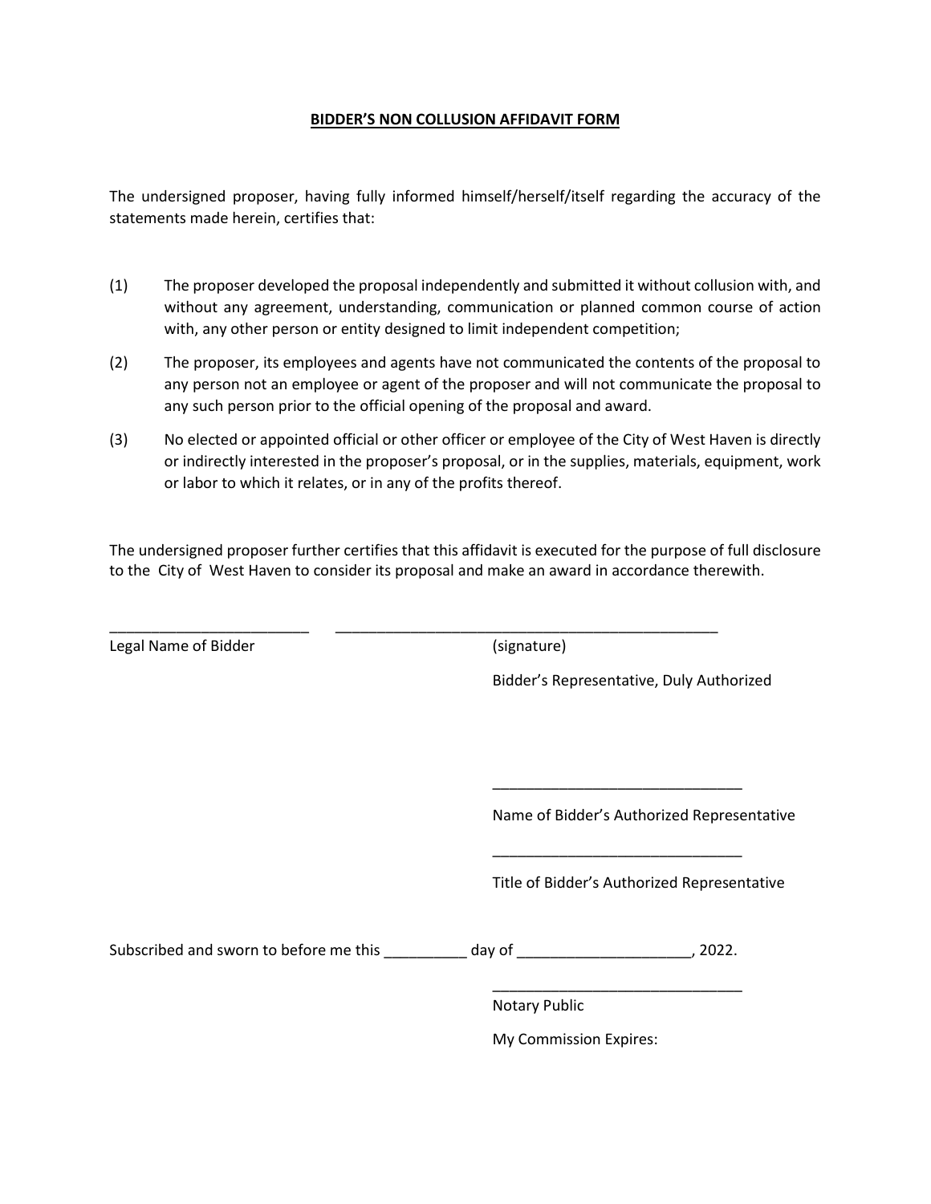**BIDDER'S NON COLLUSION AFFIDAVIT FORM**

The undersigned proposer, having fully informed himself/herself/itself regarding the accuracy of the statements made herein, certifies that:

(1) The proposer developed the proposal independently and submitted it without collusion with, and without any agreement, understanding, communication or planned common course of action with, any other person or entity designed to limit independent competition;

(2) The proposer, its employees and agents have not communicated the contents of the proposal to any person not an employee or agent of the proposer and will not communicate the proposal to any such person prior to the official opening of the proposal and award.

(3) No elected or appointed official or other officer or employee of the City of West Haven is directly or indirectly interested in the proposer's proposal, or in the supplies, materials, equipment, work or labor to which it relates, or in any of the profits thereof.

The undersigned proposer further certifies that this affidavit is executed for the purpose of full disclosure to the City of West Haven to consider its proposal and make an award in accordance therewith.

________________________ ________________________________________________

Legal Name of Bidder (signature)

Bidder's Representative, Duly Authorized

______________________________

Name of Bidder's Authorized Representative

______________________________

Title of Bidder's Authorized Representative

Subscribed and sworn to before me this __________ day of ____________________, 2022.

______________________________

Notary Public

My Commission Expires: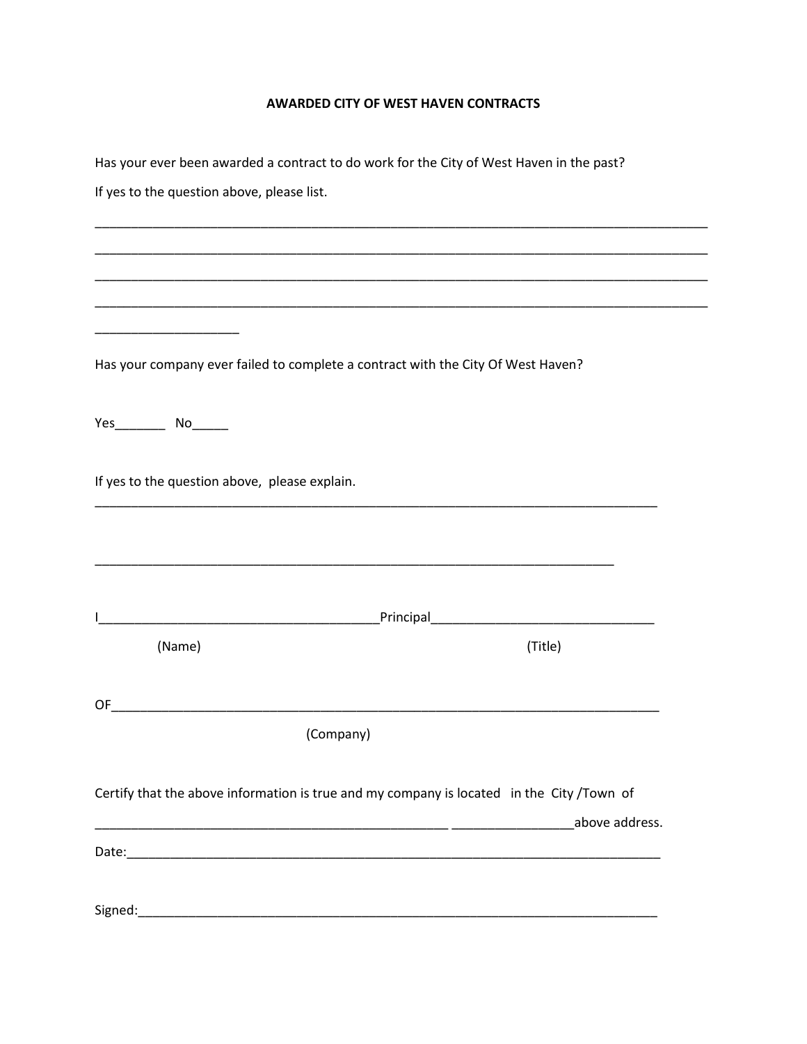**AWARDED CITY OF WEST HAVEN CONTRACTS**

Has your ever been awarded a contract to do work for the City of West Haven in the past?

If yes to the question above, please list.

_______________________________________________________________________________

_______________________________________________________________________________

_______________________________________________________________________________

_______________________________________________________________________________

____________________

Has your company ever failed to complete a contract with the City Of West Haven?

Yes_______ No_____

If yes to the question above, please explain.

_______________________________________________________________________________

_______________________________________________________________________________

I_______________________________________Principal_______________________________

(Name) (Title)

OF_____________________________________________________________________________

(Company)

Certify that the above information is true and my company is located in the City /Town of

_________________________________________________ ________________above address.

Date:__________________________________________________________________________

Signed:________________________________________________________________________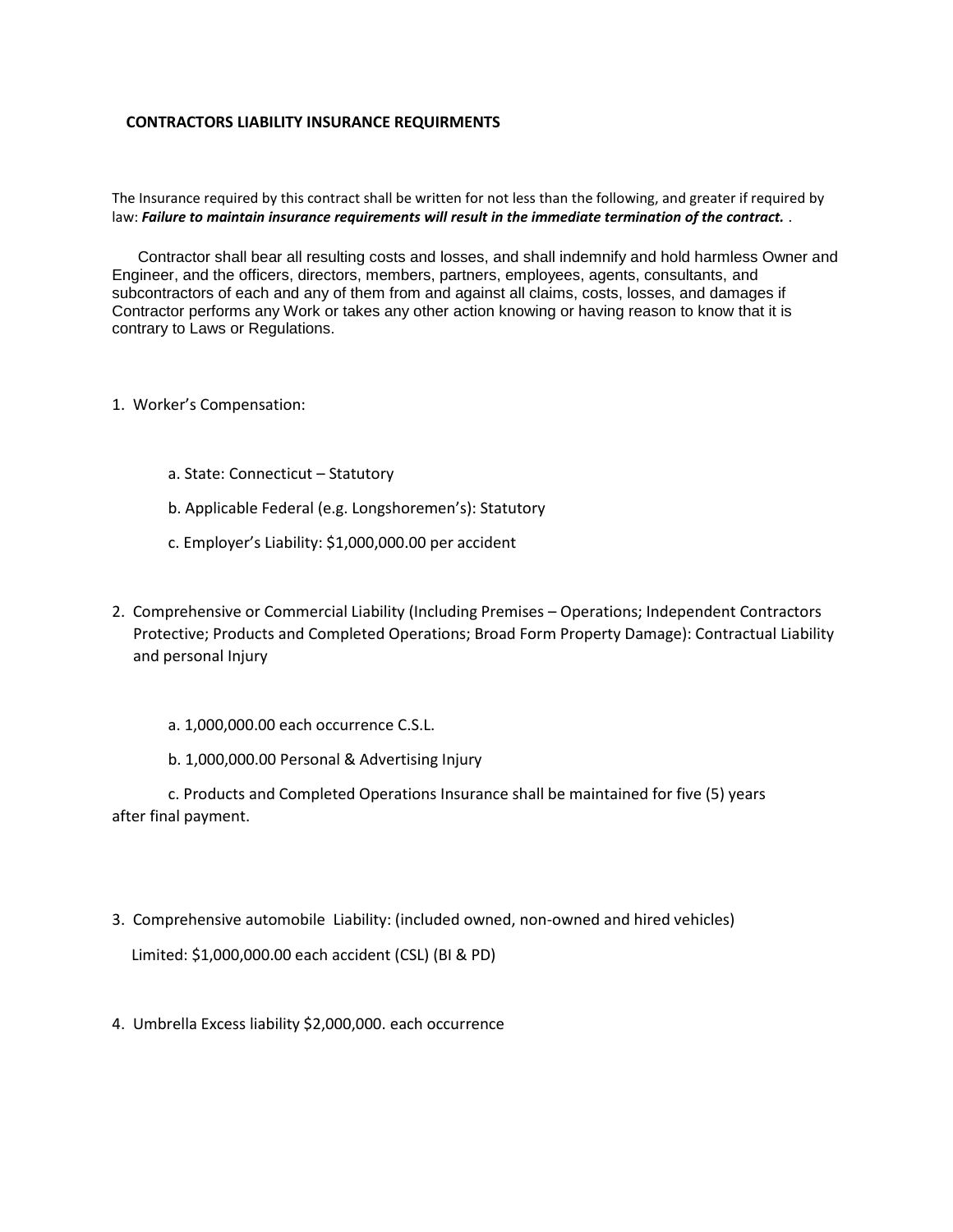## CONTRACTORS LIABILITY INSURANCE REQUIRMENTS

The Insurance required by this contract shall be written for not less than the following, and greater if required by law: ***Failure to maintain insurance requirements will result in the immediate termination of the contract.*** .

Contractor shall bear all resulting costs and losses, and shall indemnify and hold harmless Owner and Engineer, and the officers, directors, members, partners, employees, agents, consultants, and subcontractors of each and any of them from and against all claims, costs, losses, and damages if Contractor performs any Work or takes any other action knowing or having reason to know that it is contrary to Laws or Regulations.

1. Worker's Compensation:

   a. State: Connecticut – Statutory

   b. Applicable Federal (e.g. Longshoremen's): Statutory

   c. Employer's Liability: $1,000,000.00 per accident

2. Comprehensive or Commercial Liability (Including Premises – Operations; Independent Contractors Protective; Products and Completed Operations; Broad Form Property Damage): Contractual Liability and personal Injury

   a. 1,000,000.00 each occurrence C.S.L.

   b. 1,000,000.00 Personal & Advertising Injury

   c. Products and Completed Operations Insurance shall be maintained for five (5) years after final payment.

3. Comprehensive automobile Liability: (included owned, non-owned and hired vehicles)

   Limited: $1,000,000.00 each accident (CSL) (BI & PD)

4. Umbrella Excess liability $2,000,000. each occurrence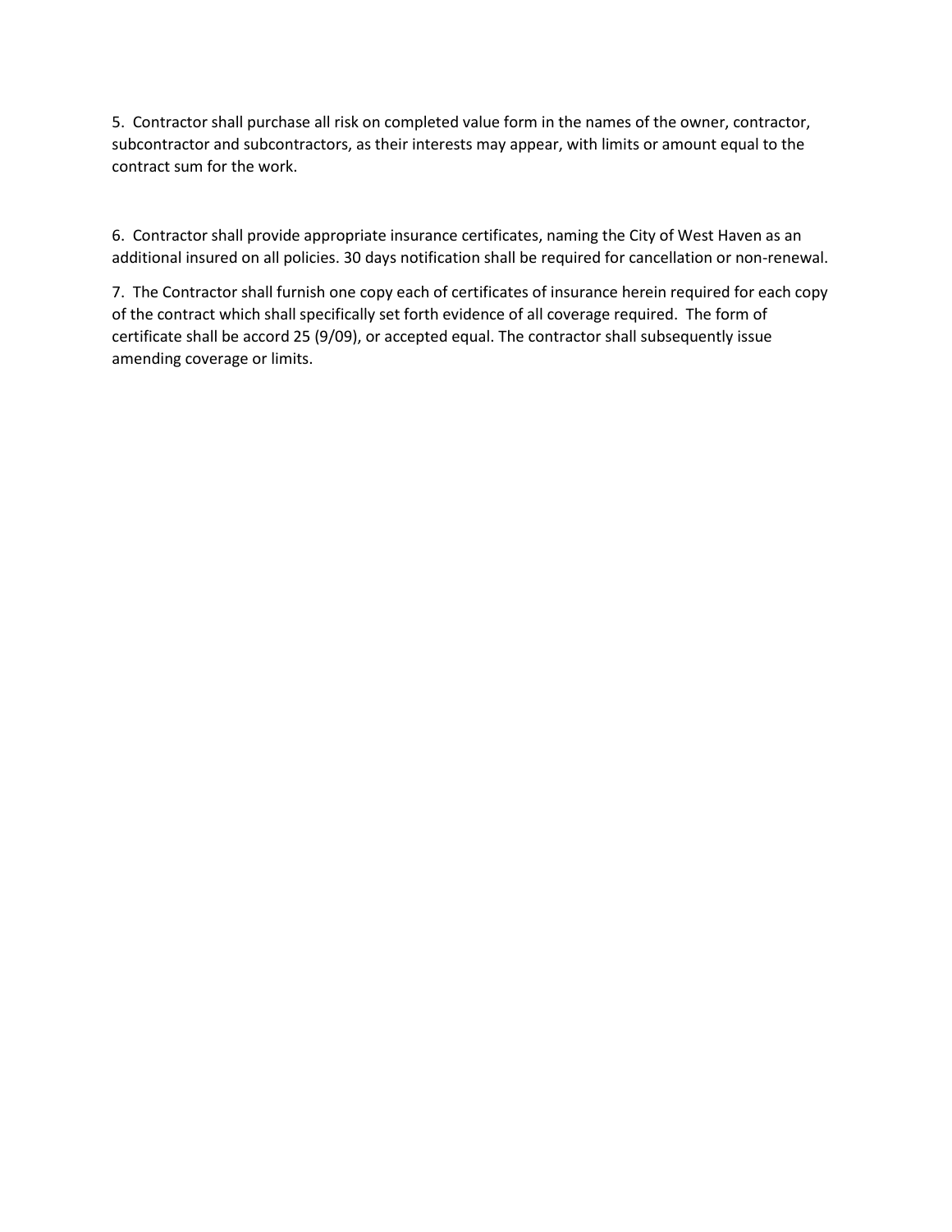5. Contractor shall purchase all risk on completed value form in the names of the owner, contractor, subcontractor and subcontractors, as their interests may appear, with limits or amount equal to the contract sum for the work.

6. Contractor shall provide appropriate insurance certificates, naming the City of West Haven as an additional insured on all policies. 30 days notification shall be required for cancellation or non-renewal.

7. The Contractor shall furnish one copy each of certificates of insurance herein required for each copy of the contract which shall specifically set forth evidence of all coverage required. The form of certificate shall be accord 25 (9/09), or accepted equal. The contractor shall subsequently issue amending coverage or limits.